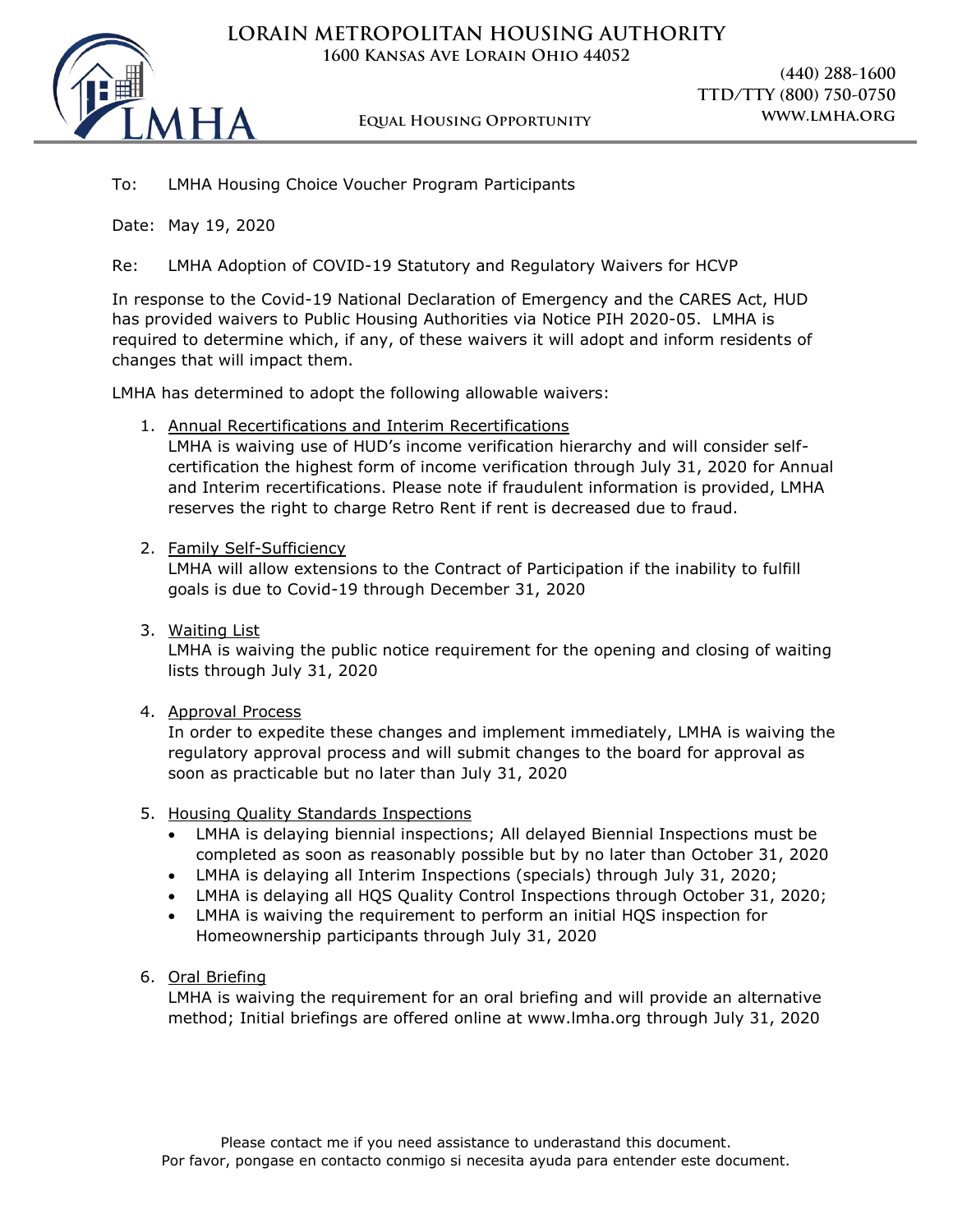# LORAIN METROPOLITAN HOUSING AUTHORITY

**1600 Kansas Ave Lorain Ohio 44052**

(440) 288-1600
TTD/TTY (800) 750-0750
WWW.LMHA.ORG

**Equal Housing Opportunity**

To: LMHA Housing Choice Voucher Program Participants

Date: May 19, 2020

Re: LMHA Adoption of COVID-19 Statutory and Regulatory Waivers for HCVP

In response to the Covid-19 National Declaration of Emergency and the CARES Act, HUD has provided waivers to Public Housing Authorities via Notice PIH 2020-05. LMHA is required to determine which, if any, of these waivers it will adopt and inform residents of changes that will impact them.

LMHA has determined to adopt the following allowable waivers:

1. <u>Annual Recertifications and Interim Recertifications</u>
   LMHA is waiving use of HUD's income verification hierarchy and will consider self-certification the highest form of income verification through July 31, 2020 for Annual and Interim recertifications. Please note if fraudulent information is provided, LMHA reserves the right to charge Retro Rent if rent is decreased due to fraud.

2. <u>Family Self-Sufficiency</u>
   LMHA will allow extensions to the Contract of Participation if the inability to fulfill goals is due to Covid-19 through December 31, 2020

3. <u>Waiting List</u>
   LMHA is waiving the public notice requirement for the opening and closing of waiting lists through July 31, 2020

4. <u>Approval Process</u>
   In order to expedite these changes and implement immediately, LMHA is waiving the regulatory approval process and will submit changes to the board for approval as soon as practicable but no later than July 31, 2020

5. <u>Housing Quality Standards Inspections</u>
   - LMHA is delaying biennial inspections; All delayed Biennial Inspections must be completed as soon as reasonably possible but by no later than October 31, 2020
   - LMHA is delaying all Interim Inspections (specials) through July 31, 2020;
   - LMHA is delaying all HQS Quality Control Inspections through October 31, 2020;
   - LMHA is waiving the requirement to perform an initial HQS inspection for Homeownership participants through July 31, 2020

6. <u>Oral Briefing</u>
   LMHA is waiving the requirement for an oral briefing and will provide an alternative method; Initial briefings are offered online at www.lmha.org through July 31, 2020

Please contact me if you need assistance to underastand this document.
Por favor, pongase en contacto conmigo si necesita ayuda para entender este document.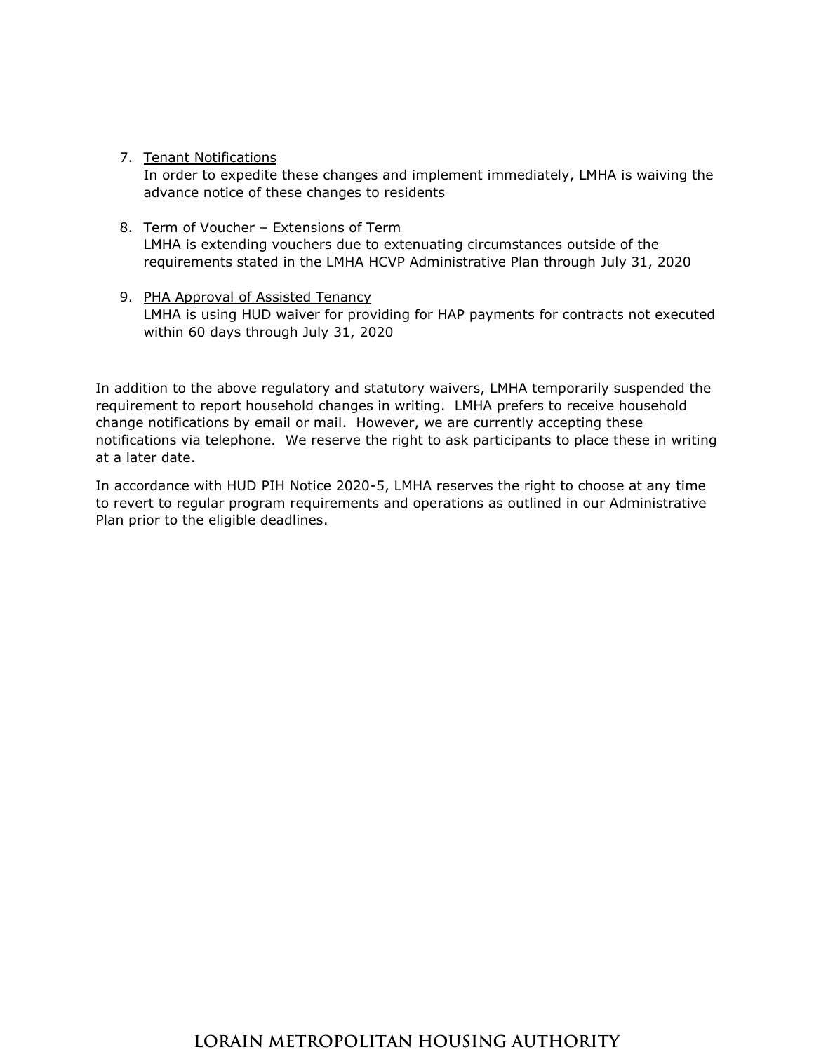7. <u>Tenant Notifications</u>
   In order to expedite these changes and implement immediately, LMHA is waiving the advance notice of these changes to residents

8. <u>Term of Voucher – Extensions of Term</u>
   LMHA is extending vouchers due to extenuating circumstances outside of the requirements stated in the LMHA HCVP Administrative Plan through July 31, 2020

9. <u>PHA Approval of Assisted Tenancy</u>
   LMHA is using HUD waiver for providing for HAP payments for contracts not executed within 60 days through July 31, 2020

In addition to the above regulatory and statutory waivers, LMHA temporarily suspended the requirement to report household changes in writing. LMHA prefers to receive household change notifications by email or mail. However, we are currently accepting these notifications via telephone. We reserve the right to ask participants to place these in writing at a later date.

In accordance with HUD PIH Notice 2020-5, LMHA reserves the right to choose at any time to revert to regular program requirements and operations as outlined in our Administrative Plan prior to the eligible deadlines.